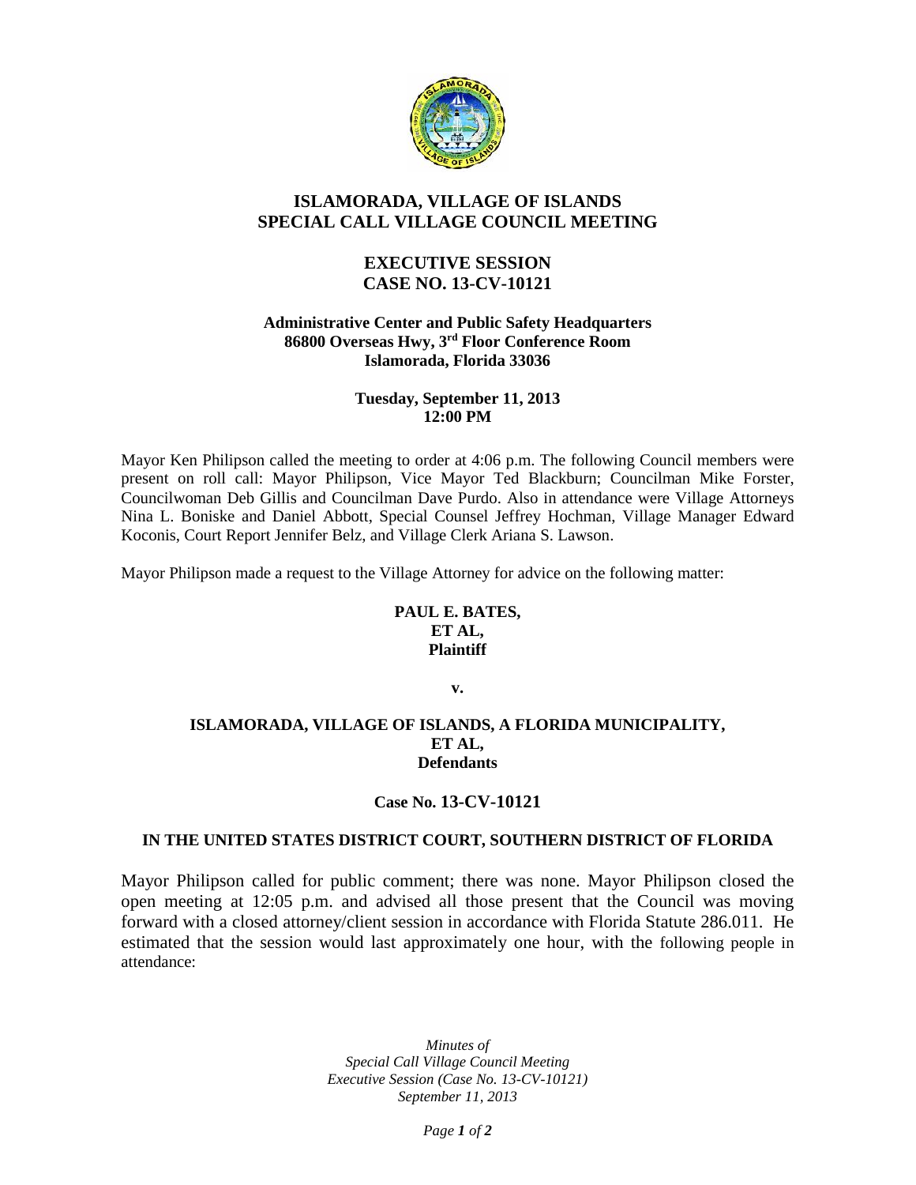# ISLAMORADA, VILLAGE OF ISLANDS
# SPECIAL CALL VILLAGE COUNCIL MEETING

## EXECUTIVE SESSION
## CASE NO. 13-CV-10121

**Administrative Center and Public Safety Headquarters**
**86800 Overseas Hwy, 3rd Floor Conference Room**
**Islamorada, Florida 33036**

**Tuesday, September 11, 2013**
**12:00 PM**

Mayor Ken Philipson called the meeting to order at 4:06 p.m. The following Council members were present on roll call: Mayor Philipson, Vice Mayor Ted Blackburn; Councilman Mike Forster, Councilwoman Deb Gillis and Councilman Dave Purdo. Also in attendance were Village Attorneys Nina L. Boniske and Daniel Abbott, Special Counsel Jeffrey Hochman, Village Manager Edward Koconis, Court Report Jennifer Belz, and Village Clerk Ariana S. Lawson.

Mayor Philipson made a request to the Village Attorney for advice on the following matter:

**PAUL E. BATES,**
**ET AL,**
**Plaintiff**

**v.**

**ISLAMORADA, VILLAGE OF ISLANDS, A FLORIDA MUNICIPALITY,**
**ET AL,**
**Defendants**

**Case No. 13-CV-10121**

**IN THE UNITED STATES DISTRICT COURT, SOUTHERN DISTRICT OF FLORIDA**

Mayor Philipson called for public comment; there was none. Mayor Philipson closed the open meeting at 12:05 p.m. and advised all those present that the Council was moving forward with a closed attorney/client session in accordance with Florida Statute 286.011. He estimated that the session would last approximately one hour, with the following people in attendance: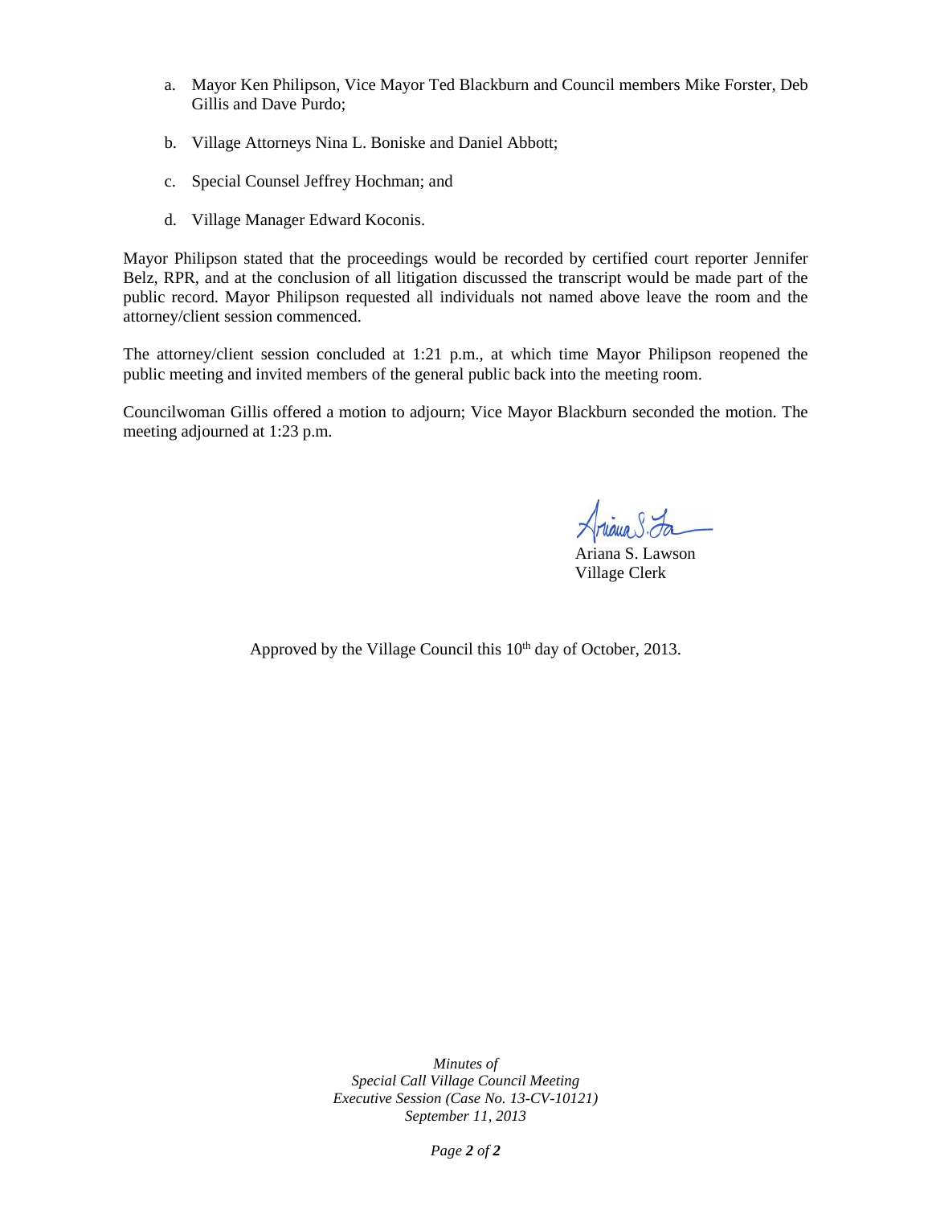a. Mayor Ken Philipson, Vice Mayor Ted Blackburn and Council members Mike Forster, Deb Gillis and Dave Purdo;

b. Village Attorneys Nina L. Boniske and Daniel Abbott;

c. Special Counsel Jeffrey Hochman; and

d. Village Manager Edward Koconis.

Mayor Philipson stated that the proceedings would be recorded by certified court reporter Jennifer Belz, RPR, and at the conclusion of all litigation discussed the transcript would be made part of the public record. Mayor Philipson requested all individuals not named above leave the room and the attorney/client session commenced.

The attorney/client session concluded at 1:21 p.m., at which time Mayor Philipson reopened the public meeting and invited members of the general public back into the meeting room.

Councilwoman Gillis offered a motion to adjourn; Vice Mayor Blackburn seconded the motion. The meeting adjourned at 1:23 p.m.

Ariana S. Lawson
Village Clerk

Approved by the Village Council this 10th day of October, 2013.

*Minutes of*
*Special Call Village Council Meeting*
*Executive Session (Case No. 13-CV-10121)*
*September 11, 2013*